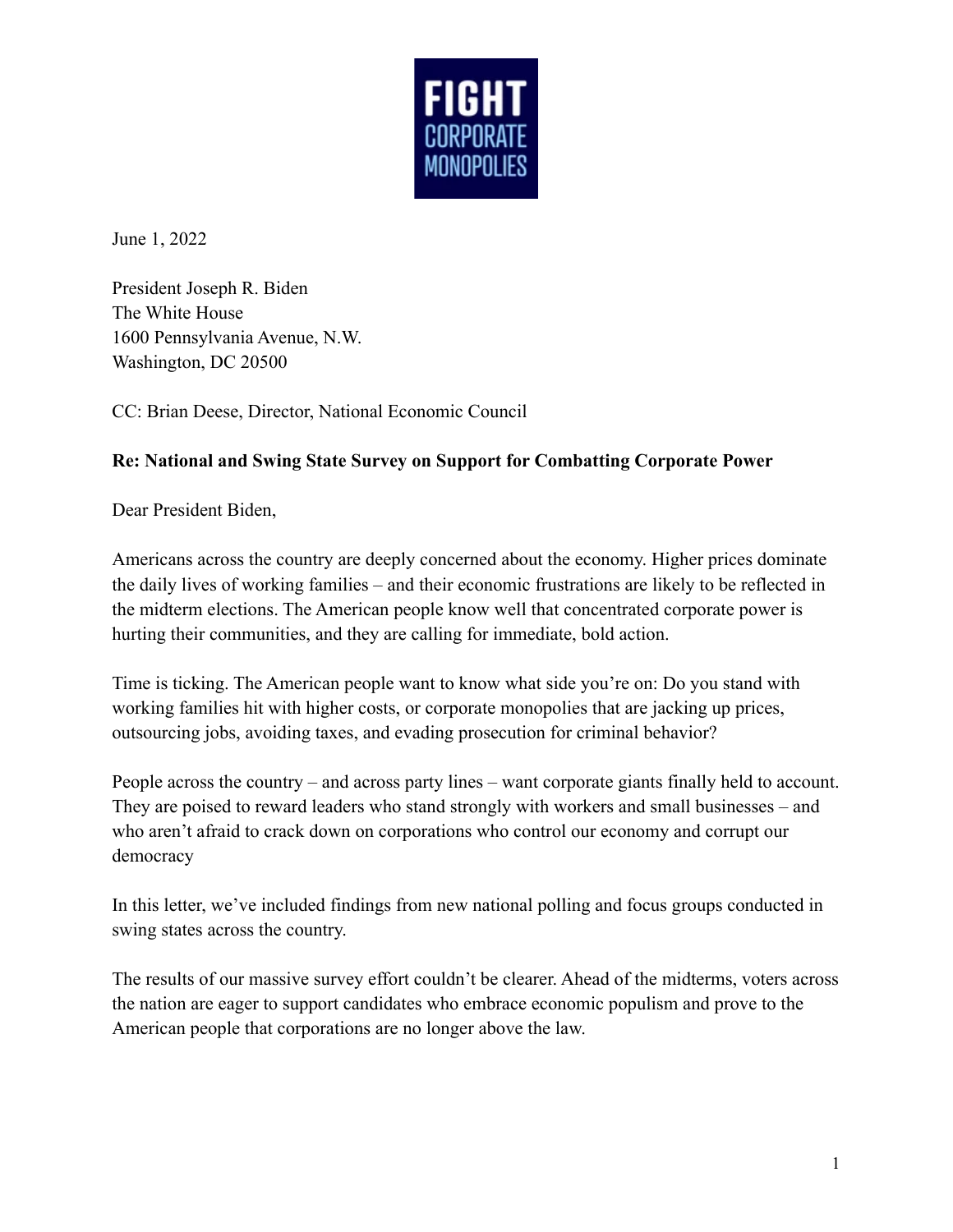FIGHT CORPORATE MONOPOLIES

June 1, 2022

President Joseph R. Biden
The White House
1600 Pennsylvania Avenue, N.W.
Washington, DC 20500

CC: Brian Deese, Director, National Economic Council

**Re: National and Swing State Survey on Support for Combatting Corporate Power**

Dear President Biden,

Americans across the country are deeply concerned about the economy. Higher prices dominate the daily lives of working families – and their economic frustrations are likely to be reflected in the midterm elections. The American people know well that concentrated corporate power is hurting their communities, and they are calling for immediate, bold action.

Time is ticking. The American people want to know what side you're on: Do you stand with working families hit with higher costs, or corporate monopolies that are jacking up prices, outsourcing jobs, avoiding taxes, and evading prosecution for criminal behavior?

People across the country – and across party lines – want corporate giants finally held to account. They are poised to reward leaders who stand strongly with workers and small businesses – and who aren't afraid to crack down on corporations who control our economy and corrupt our democracy

In this letter, we've included findings from new national polling and focus groups conducted in swing states across the country.

The results of our massive survey effort couldn't be clearer. Ahead of the midterms, voters across the nation are eager to support candidates who embrace economic populism and prove to the American people that corporations are no longer above the law.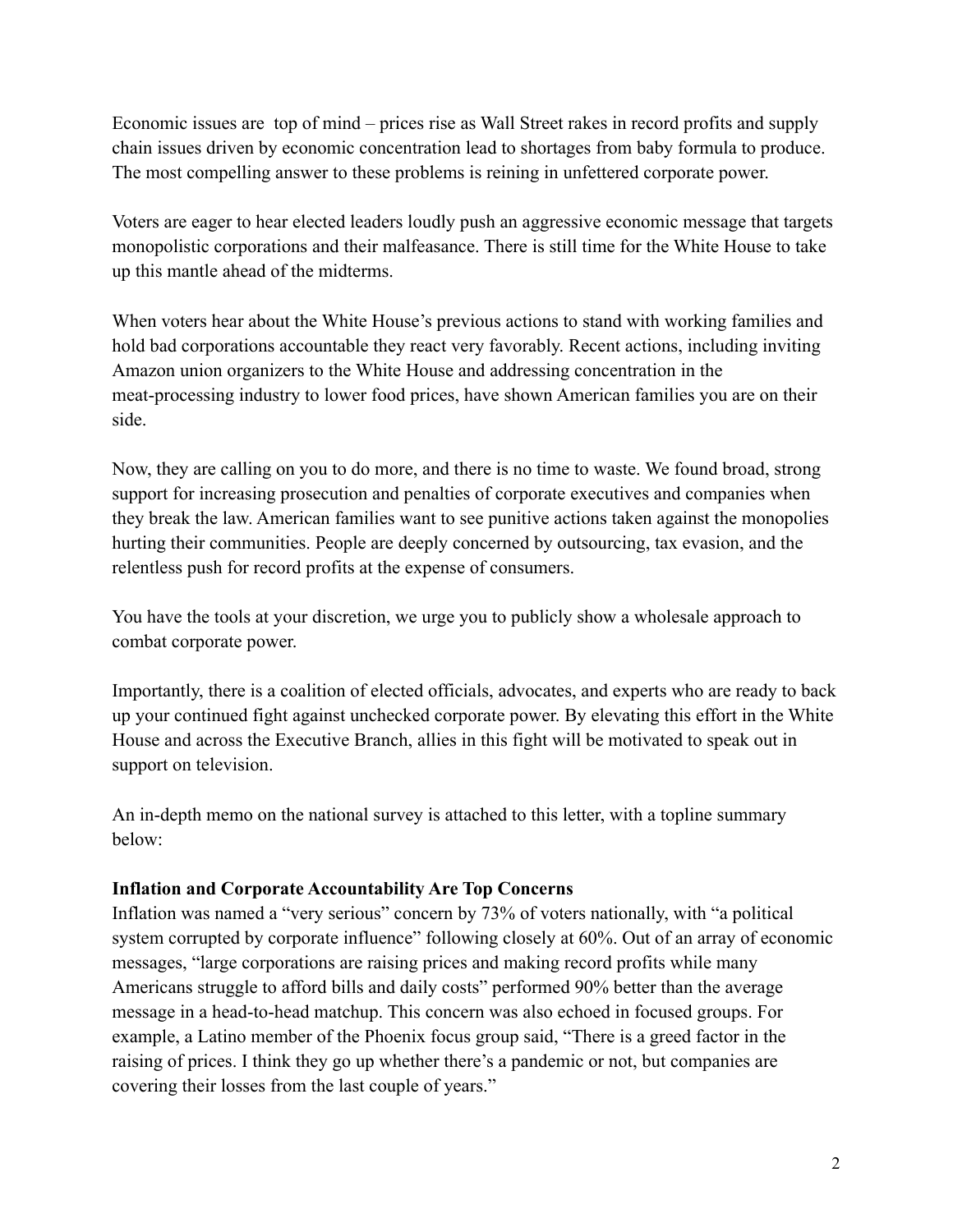Economic issues are top of mind – prices rise as Wall Street rakes in record profits and supply chain issues driven by economic concentration lead to shortages from baby formula to produce. The most compelling answer to these problems is reining in unfettered corporate power.

Voters are eager to hear elected leaders loudly push an aggressive economic message that targets monopolistic corporations and their malfeasance. There is still time for the White House to take up this mantle ahead of the midterms.

When voters hear about the White House's previous actions to stand with working families and hold bad corporations accountable they react very favorably. Recent actions, including inviting Amazon union organizers to the White House and addressing concentration in the meat-processing industry to lower food prices, have shown American families you are on their side.

Now, they are calling on you to do more, and there is no time to waste. We found broad, strong support for increasing prosecution and penalties of corporate executives and companies when they break the law. American families want to see punitive actions taken against the monopolies hurting their communities. People are deeply concerned by outsourcing, tax evasion, and the relentless push for record profits at the expense of consumers.

You have the tools at your discretion, we urge you to publicly show a wholesale approach to combat corporate power.

Importantly, there is a coalition of elected officials, advocates, and experts who are ready to back up your continued fight against unchecked corporate power. By elevating this effort in the White House and across the Executive Branch, allies in this fight will be motivated to speak out in support on television.

An in-depth memo on the national survey is attached to this letter, with a topline summary below:

**Inflation and Corporate Accountability Are Top Concerns**

Inflation was named a "very serious" concern by 73% of voters nationally, with "a political system corrupted by corporate influence" following closely at 60%. Out of an array of economic messages, "large corporations are raising prices and making record profits while many Americans struggle to afford bills and daily costs" performed 90% better than the average message in a head-to-head matchup. This concern was also echoed in focused groups. For example, a Latino member of the Phoenix focus group said, "There is a greed factor in the raising of prices. I think they go up whether there's a pandemic or not, but companies are covering their losses from the last couple of years."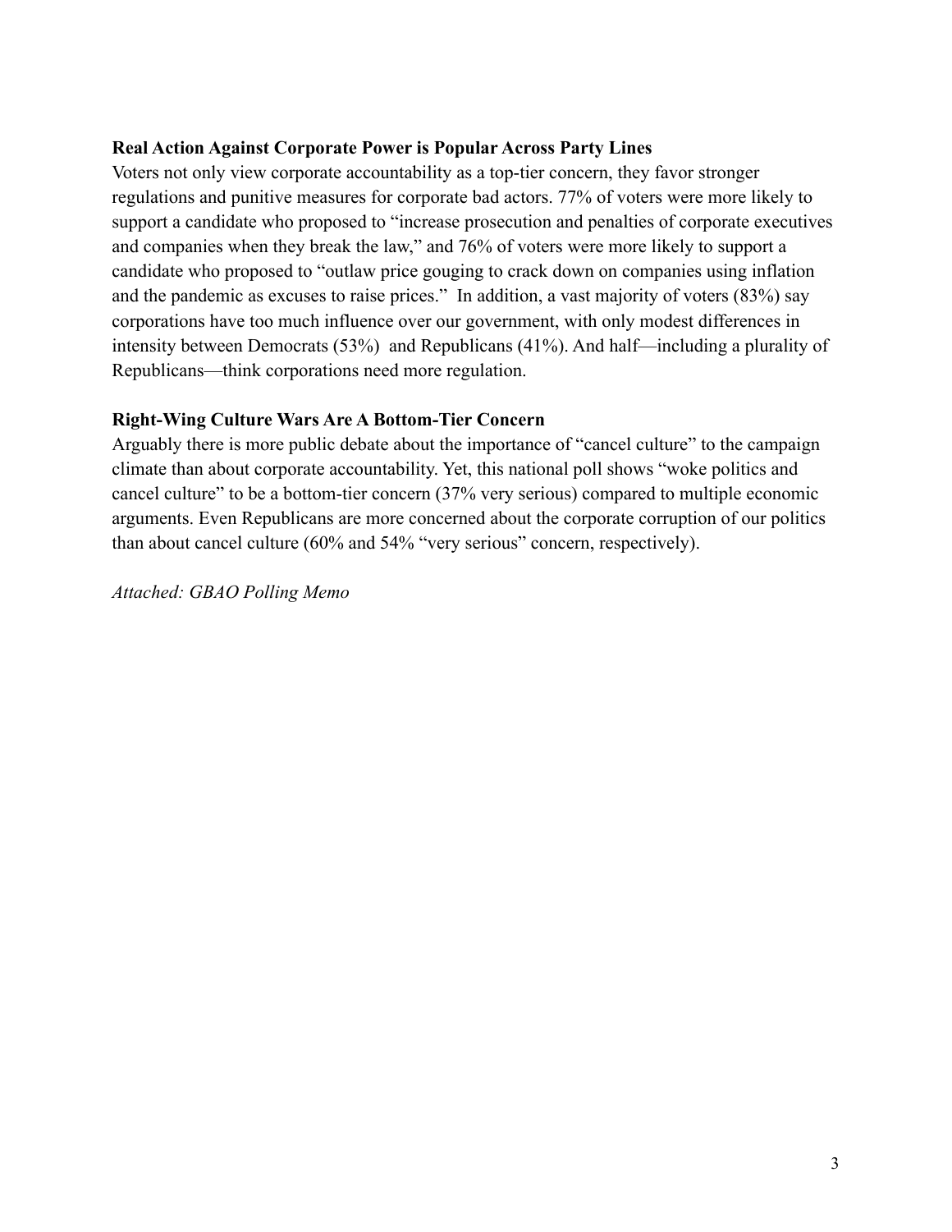**Real Action Against Corporate Power is Popular Across Party Lines**

Voters not only view corporate accountability as a top-tier concern, they favor stronger regulations and punitive measures for corporate bad actors. 77% of voters were more likely to support a candidate who proposed to "increase prosecution and penalties of corporate executives and companies when they break the law," and 76% of voters were more likely to support a candidate who proposed to "outlaw price gouging to crack down on companies using inflation and the pandemic as excuses to raise prices." In addition, a vast majority of voters (83%) say corporations have too much influence over our government, with only modest differences in intensity between Democrats (53%) and Republicans (41%). And half—including a plurality of Republicans—think corporations need more regulation.

**Right-Wing Culture Wars Are A Bottom-Tier Concern**

Arguably there is more public debate about the importance of "cancel culture" to the campaign climate than about corporate accountability. Yet, this national poll shows "woke politics and cancel culture" to be a bottom-tier concern (37% very serious) compared to multiple economic arguments. Even Republicans are more concerned about the corporate corruption of our politics than about cancel culture (60% and 54% "very serious" concern, respectively).

*Attached: GBAO Polling Memo*